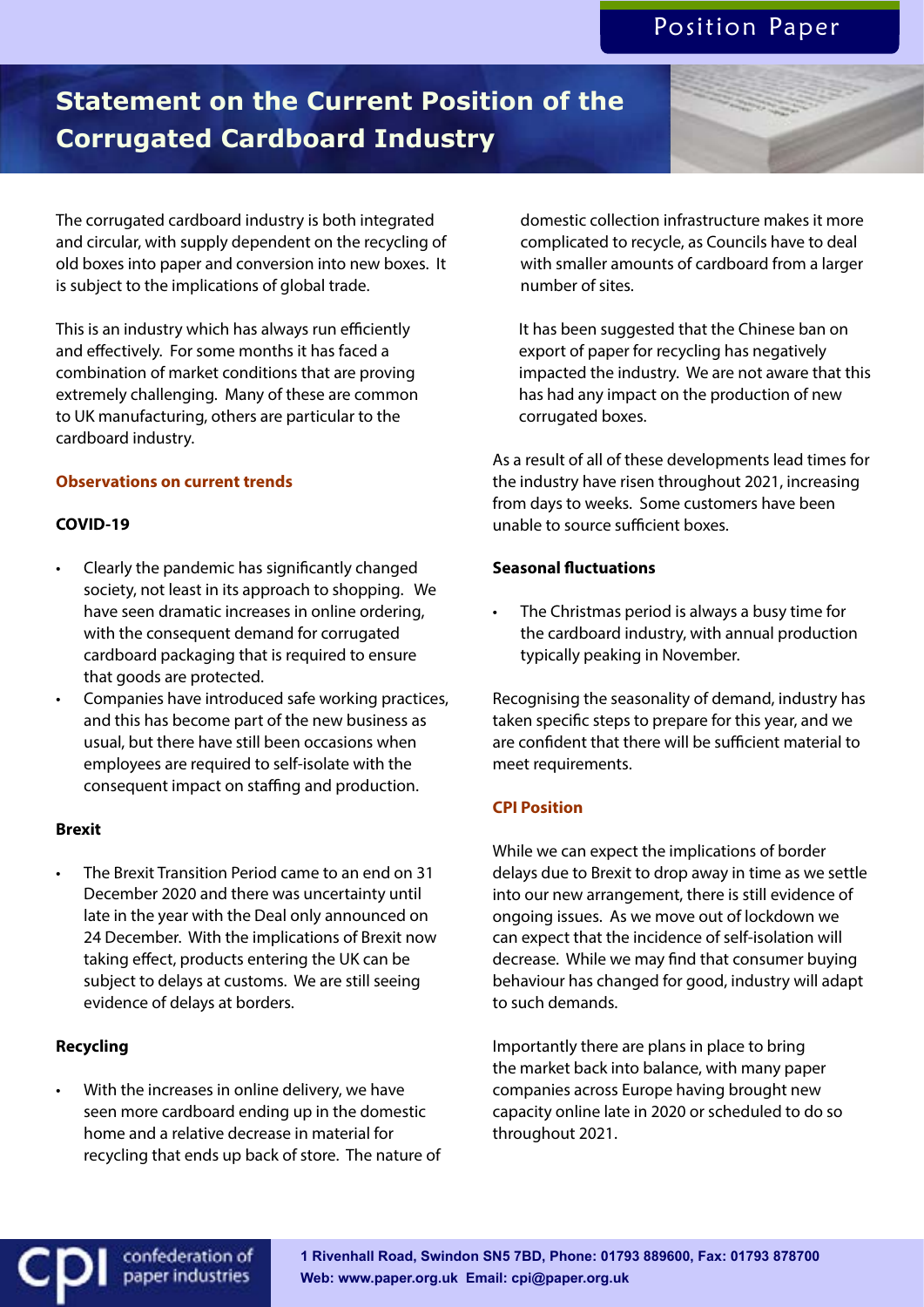Position Paper

# Statement on the Current Position of the Corrugated Cardboard Industry

The corrugated cardboard industry is both integrated and circular, with supply dependent on the recycling of old boxes into paper and conversion into new boxes. It is subject to the implications of global trade.

This is an industry which has always run efficiently and effectively. For some months it has faced a combination of market conditions that are proving extremely challenging. Many of these are common to UK manufacturing, others are particular to the cardboard industry.

## Observations on current trends

### COVID-19

- Clearly the pandemic has significantly changed society, not least in its approach to shopping. We have seen dramatic increases in online ordering, with the consequent demand for corrugated cardboard packaging that is required to ensure that goods are protected.
- Companies have introduced safe working practices, and this has become part of the new business as usual, but there have still been occasions when employees are required to self-isolate with the consequent impact on staffing and production.

### Brexit

- The Brexit Transition Period came to an end on 31 December 2020 and there was uncertainty until late in the year with the Deal only announced on 24 December. With the implications of Brexit now taking effect, products entering the UK can be subject to delays at customs. We are still seeing evidence of delays at borders.

### Recycling

- With the increases in online delivery, we have seen more cardboard ending up in the domestic home and a relative decrease in material for recycling that ends up back of store. The nature of domestic collection infrastructure makes it more complicated to recycle, as Councils have to deal with smaller amounts of cardboard from a larger number of sites.

  It has been suggested that the Chinese ban on export of paper for recycling has negatively impacted the industry. We are not aware that this has had any impact on the production of new corrugated boxes.

As a result of all of these developments lead times for the industry have risen throughout 2021, increasing from days to weeks. Some customers have been unable to source sufficient boxes.

### Seasonal fluctuations

- The Christmas period is always a busy time for the cardboard industry, with annual production typically peaking in November.

Recognising the seasonality of demand, industry has taken specific steps to prepare for this year, and we are confident that there will be sufficient material to meet requirements.

## CPI Position

While we can expect the implications of border delays due to Brexit to drop away in time as we settle into our new arrangement, there is still evidence of ongoing issues. As we move out of lockdown we can expect that the incidence of self-isolation will decrease. While we may find that consumer buying behaviour has changed for good, industry will adapt to such demands.

Importantly there are plans in place to bring the market back into balance, with many paper companies across Europe having brought new capacity online late in 2020 or scheduled to do so throughout 2021.

cpi confederation of paper industries

**1 Rivenhall Road, Swindon SN5 7BD, Phone: 01793 889600, Fax: 01793 878700**
**Web: www.paper.org.uk Email: cpi@paper.org.uk**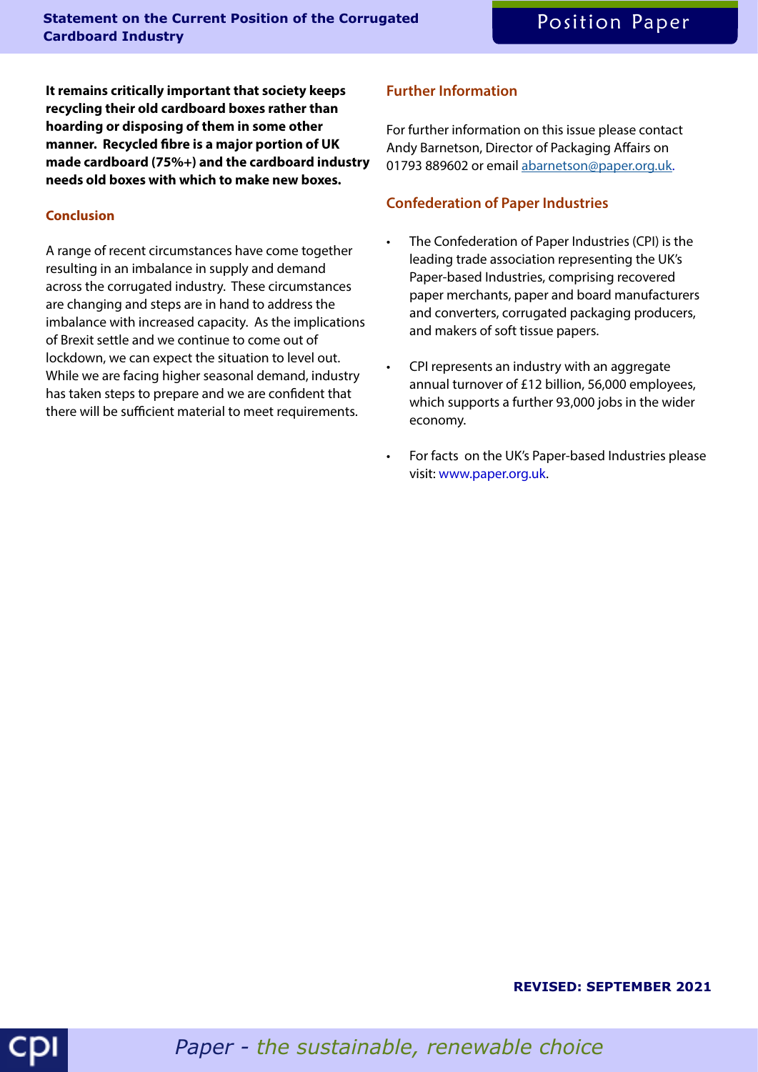**It remains critically important that society keeps recycling their old cardboard boxes rather than hoarding or disposing of them in some other manner. Recycled fibre is a major portion of UK made cardboard (75%+) and the cardboard industry needs old boxes with which to make new boxes.**

## Conclusion

A range of recent circumstances have come together resulting in an imbalance in supply and demand across the corrugated industry. These circumstances are changing and steps are in hand to address the imbalance with increased capacity. As the implications of Brexit settle and we continue to come out of lockdown, we can expect the situation to level out. While we are facing higher seasonal demand, industry has taken steps to prepare and we are confident that there will be sufficient material to meet requirements.

## Further Information

For further information on this issue please contact Andy Barnetson, Director of Packaging Affairs on 01793 889602 or email abarnetson@paper.org.uk.

## Confederation of Paper Industries

- The Confederation of Paper Industries (CPI) is the leading trade association representing the UK's Paper-based Industries, comprising recovered paper merchants, paper and board manufacturers and converters, corrugated packaging producers, and makers of soft tissue papers.
- CPI represents an industry with an aggregate annual turnover of £12 billion, 56,000 employees, which supports a further 93,000 jobs in the wider economy.
- For facts on the UK's Paper-based Industries please visit: www.paper.org.uk.

**REVISED: SEPTEMBER 2021**